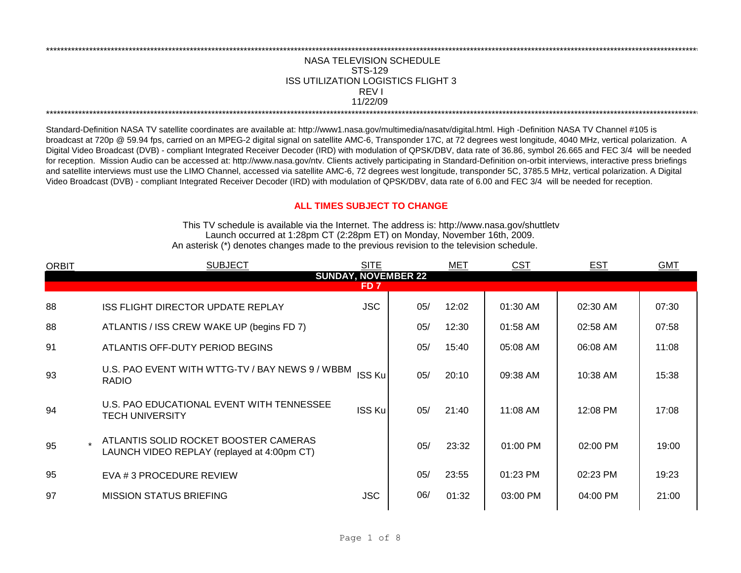NASA TELEVISION SCHEDULE
STS-129
ISS UTILIZATION LOGISTICS FLIGHT 3
REV I
11/22/09

Standard-Definition NASA TV satellite coordinates are available at: http://www1.nasa.gov/multimedia/nasatv/digital.html. High -Definition NASA TV Channel #105 is broadcast at 720p @ 59.94 fps, carried on an MPEG-2 digital signal on satellite AMC-6, Transponder 17C, at 72 degrees west longitude, 4040 MHz, vertical polarization. A Digital Video Broadcast (DVB) - compliant Integrated Receiver Decoder (IRD) with modulation of QPSK/DBV, data rate of 36.86, symbol 26.665 and FEC 3/4 will be needed for reception. Mission Audio can be accessed at: http://www.nasa.gov/ntv. Clients actively participating in Standard-Definition on-orbit interviews, interactive press briefings and satellite interviews must use the LIMO Channel, accessed via satellite AMC-6, 72 degrees west longitude, transponder 5C, 3785.5 MHz, vertical polarization. A Digital Video Broadcast (DVB) - compliant Integrated Receiver Decoder (IRD) with modulation of QPSK/DBV, data rate of 6.00 and FEC 3/4 will be needed for reception.

**ALL TIMES SUBJECT TO CHANGE**

This TV schedule is available via the Internet. The address is: http://www.nasa.gov/shuttletv
Launch occurred at 1:28pm CT (2:28pm ET) on Monday, November 16th, 2009.
An asterisk (*) denotes changes made to the previous revision to the television schedule.

| ORBIT | | SUBJECT | SITE | MET | | CST | EST | GMT |
|---|---|---|---|---|---|---|---|---|
| **SUNDAY, NOVEMBER 22** | | | | | | | | |
| **FD 7** | | | | | | | | |
| 88 | | ISS FLIGHT DIRECTOR UPDATE REPLAY | JSC | 05/ | 12:02 | 01:30 AM | 02:30 AM | 07:30 |
| 88 | | ATLANTIS / ISS CREW WAKE UP (begins FD 7) | | 05/ | 12:30 | 01:58 AM | 02:58 AM | 07:58 |
| 91 | | ATLANTIS OFF-DUTY PERIOD BEGINS | | 05/ | 15:40 | 05:08 AM | 06:08 AM | 11:08 |
| 93 | | U.S. PAO EVENT WITH WTTG-TV / BAY NEWS 9 / WBBM RADIO | ISS Ku | 05/ | 20:10 | 09:38 AM | 10:38 AM | 15:38 |
| 94 | | U.S. PAO EDUCATIONAL EVENT WITH TENNESSEE TECH UNIVERSITY | ISS Ku | 05/ | 21:40 | 11:08 AM | 12:08 PM | 17:08 |
| 95 | * | ATLANTIS SOLID ROCKET BOOSTER CAMERAS LAUNCH VIDEO REPLAY (replayed at 4:00pm CT) | | 05/ | 23:32 | 01:00 PM | 02:00 PM | 19:00 |
| 95 | | EVA # 3 PROCEDURE REVIEW | | 05/ | 23:55 | 01:23 PM | 02:23 PM | 19:23 |
| 97 | | MISSION STATUS BRIEFING | JSC | 06/ | 01:32 | 03:00 PM | 04:00 PM | 21:00 |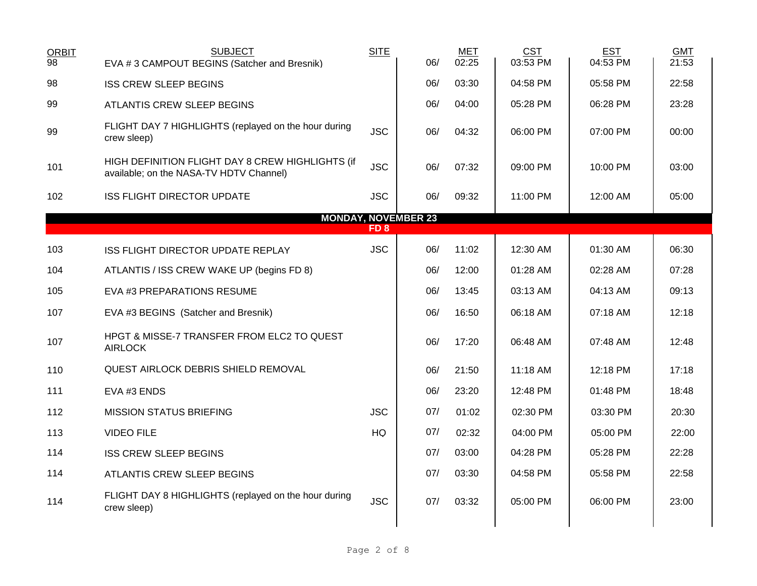| ORBIT | SUBJECT | SITE | | MET | CST | EST | GMT |
|---|---|---|---|---|---|---|---|
| 98 | EVA # 3 CAMPOUT BEGINS (Satcher and Bresnik) | | 06/ | 02:25 | 03:53 PM | 04:53 PM | 21:53 |
| 98 | ISS CREW SLEEP BEGINS | | 06/ | 03:30 | 04:58 PM | 05:58 PM | 22:58 |
| 99 | ATLANTIS CREW SLEEP BEGINS | | 06/ | 04:00 | 05:28 PM | 06:28 PM | 23:28 |
| 99 | FLIGHT DAY 7 HIGHLIGHTS (replayed on the hour during crew sleep) | JSC | 06/ | 04:32 | 06:00 PM | 07:00 PM | 00:00 |
| 101 | HIGH DEFINITION FLIGHT DAY 8 CREW HIGHLIGHTS (if available; on the NASA-TV HDTV Channel) | JSC | 06/ | 07:32 | 09:00 PM | 10:00 PM | 03:00 |
| 102 | ISS FLIGHT DIRECTOR UPDATE | JSC | 06/ | 09:32 | 11:00 PM | 12:00 AM | 05:00 |
| | **MONDAY, NOVEMBER 23** **FD 8** | | | | | | |
| 103 | ISS FLIGHT DIRECTOR UPDATE REPLAY | JSC | 06/ | 11:02 | 12:30 AM | 01:30 AM | 06:30 |
| 104 | ATLANTIS / ISS CREW WAKE UP (begins FD 8) | | 06/ | 12:00 | 01:28 AM | 02:28 AM | 07:28 |
| 105 | EVA #3 PREPARATIONS RESUME | | 06/ | 13:45 | 03:13 AM | 04:13 AM | 09:13 |
| 107 | EVA #3 BEGINS (Satcher and Bresnik) | | 06/ | 16:50 | 06:18 AM | 07:18 AM | 12:18 |
| 107 | HPGT & MISSE-7 TRANSFER FROM ELC2 TO QUEST AIRLOCK | | 06/ | 17:20 | 06:48 AM | 07:48 AM | 12:48 |
| 110 | QUEST AIRLOCK DEBRIS SHIELD REMOVAL | | 06/ | 21:50 | 11:18 AM | 12:18 PM | 17:18 |
| 111 | EVA #3 ENDS | | 06/ | 23:20 | 12:48 PM | 01:48 PM | 18:48 |
| 112 | MISSION STATUS BRIEFING | JSC | 07/ | 01:02 | 02:30 PM | 03:30 PM | 20:30 |
| 113 | VIDEO FILE | HQ | 07/ | 02:32 | 04:00 PM | 05:00 PM | 22:00 |
| 114 | ISS CREW SLEEP BEGINS | | 07/ | 03:00 | 04:28 PM | 05:28 PM | 22:28 |
| 114 | ATLANTIS CREW SLEEP BEGINS | | 07/ | 03:30 | 04:58 PM | 05:58 PM | 22:58 |
| 114 | FLIGHT DAY 8 HIGHLIGHTS (replayed on the hour during crew sleep) | JSC | 07/ | 03:32 | 05:00 PM | 06:00 PM | 23:00 |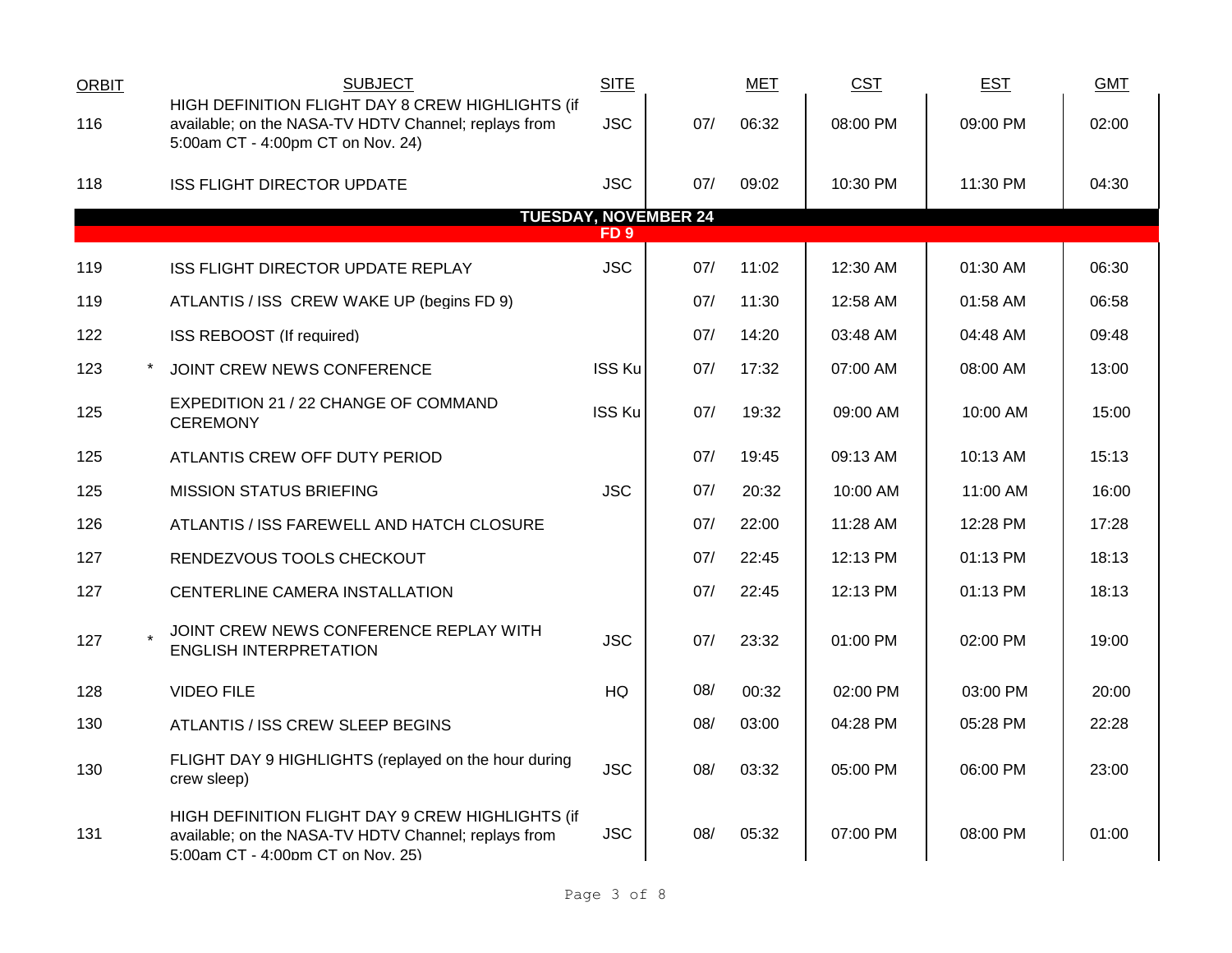| ORBIT | | SUBJECT | SITE | | MET | CST | EST | GMT |
|---|---|---|---|---|---|---|---|---|
| 116 | | HIGH DEFINITION FLIGHT DAY 8 CREW HIGHLIGHTS (if available; on the NASA-TV HDTV Channel; replays from 5:00am CT - 4:00pm CT on Nov. 24) | JSC | 07/ | 06:32 | 08:00 PM | 09:00 PM | 02:00 |
| 118 | | ISS FLIGHT DIRECTOR UPDATE | JSC | 07/ | 09:02 | 10:30 PM | 11:30 PM | 04:30 |
| **TUESDAY, NOVEMBER 24** | | | | | | | | |
| **FD 9** | | | | | | | | |
| 119 | | ISS FLIGHT DIRECTOR UPDATE REPLAY | JSC | 07/ | 11:02 | 12:30 AM | 01:30 AM | 06:30 |
| 119 | | ATLANTIS / ISS CREW WAKE UP (begins FD 9) | | 07/ | 11:30 | 12:58 AM | 01:58 AM | 06:58 |
| 122 | | ISS REBOOST (If required) | | 07/ | 14:20 | 03:48 AM | 04:48 AM | 09:48 |
| 123 | * | JOINT CREW NEWS CONFERENCE | ISS Ku | 07/ | 17:32 | 07:00 AM | 08:00 AM | 13:00 |
| 125 | | EXPEDITION 21 / 22 CHANGE OF COMMAND CEREMONY | ISS Ku | 07/ | 19:32 | 09:00 AM | 10:00 AM | 15:00 |
| 125 | | ATLANTIS CREW OFF DUTY PERIOD | | 07/ | 19:45 | 09:13 AM | 10:13 AM | 15:13 |
| 125 | | MISSION STATUS BRIEFING | JSC | 07/ | 20:32 | 10:00 AM | 11:00 AM | 16:00 |
| 126 | | ATLANTIS / ISS FAREWELL AND HATCH CLOSURE | | 07/ | 22:00 | 11:28 AM | 12:28 PM | 17:28 |
| 127 | | RENDEZVOUS TOOLS CHECKOUT | | 07/ | 22:45 | 12:13 PM | 01:13 PM | 18:13 |
| 127 | | CENTERLINE CAMERA INSTALLATION | | 07/ | 22:45 | 12:13 PM | 01:13 PM | 18:13 |
| 127 | * | JOINT CREW NEWS CONFERENCE REPLAY WITH ENGLISH INTERPRETATION | JSC | 07/ | 23:32 | 01:00 PM | 02:00 PM | 19:00 |
| 128 | | VIDEO FILE | HQ | 08/ | 00:32 | 02:00 PM | 03:00 PM | 20:00 |
| 130 | | ATLANTIS / ISS CREW SLEEP BEGINS | | 08/ | 03:00 | 04:28 PM | 05:28 PM | 22:28 |
| 130 | | FLIGHT DAY 9 HIGHLIGHTS (replayed on the hour during crew sleep) | JSC | 08/ | 03:32 | 05:00 PM | 06:00 PM | 23:00 |
| 131 | | HIGH DEFINITION FLIGHT DAY 9 CREW HIGHLIGHTS (if available; on the NASA-TV HDTV Channel; replays from 5:00am CT - 4:00pm CT on Nov. 25) | JSC | 08/ | 05:32 | 07:00 PM | 08:00 PM | 01:00 |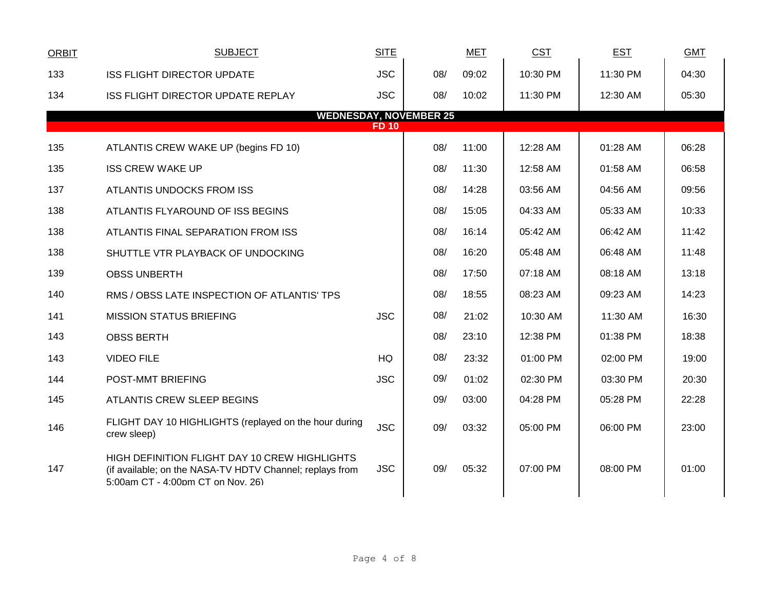| ORBIT | SUBJECT | SITE | MET | CST | EST | GMT |
|---|---|---|---|---|---|---|
| 133 | ISS FLIGHT DIRECTOR UPDATE | JSC | 08/ 09:02 | 10:30 PM | 11:30 PM | 04:30 |
| 134 | ISS FLIGHT DIRECTOR UPDATE REPLAY | JSC | 08/ 10:02 | 11:30 PM | 12:30 AM | 05:30 |
| | **WEDNESDAY, NOVEMBER 25** | | | | | |
| | **FD 10** | | | | | |
| 135 | ATLANTIS CREW WAKE UP (begins FD 10) | | 08/ 11:00 | 12:28 AM | 01:28 AM | 06:28 |
| 135 | ISS CREW WAKE UP | | 08/ 11:30 | 12:58 AM | 01:58 AM | 06:58 |
| 137 | ATLANTIS UNDOCKS FROM ISS | | 08/ 14:28 | 03:56 AM | 04:56 AM | 09:56 |
| 138 | ATLANTIS FLYAROUND OF ISS BEGINS | | 08/ 15:05 | 04:33 AM | 05:33 AM | 10:33 |
| 138 | ATLANTIS FINAL SEPARATION FROM ISS | | 08/ 16:14 | 05:42 AM | 06:42 AM | 11:42 |
| 138 | SHUTTLE VTR PLAYBACK OF UNDOCKING | | 08/ 16:20 | 05:48 AM | 06:48 AM | 11:48 |
| 139 | OBSS UNBERTH | | 08/ 17:50 | 07:18 AM | 08:18 AM | 13:18 |
| 140 | RMS / OBSS LATE INSPECTION OF ATLANTIS' TPS | | 08/ 18:55 | 08:23 AM | 09:23 AM | 14:23 |
| 141 | MISSION STATUS BRIEFING | JSC | 08/ 21:02 | 10:30 AM | 11:30 AM | 16:30 |
| 143 | OBSS BERTH | | 08/ 23:10 | 12:38 PM | 01:38 PM | 18:38 |
| 143 | VIDEO FILE | HQ | 08/ 23:32 | 01:00 PM | 02:00 PM | 19:00 |
| 144 | POST-MMT BRIEFING | JSC | 09/ 01:02 | 02:30 PM | 03:30 PM | 20:30 |
| 145 | ATLANTIS CREW SLEEP BEGINS | | 09/ 03:00 | 04:28 PM | 05:28 PM | 22:28 |
| 146 | FLIGHT DAY 10 HIGHLIGHTS (replayed on the hour during crew sleep) | JSC | 09/ 03:32 | 05:00 PM | 06:00 PM | 23:00 |
| 147 | HIGH DEFINITION FLIGHT DAY 10 CREW HIGHLIGHTS (if available; on the NASA-TV HDTV Channel; replays from 5:00am CT - 4:00pm CT on Nov. 26) | JSC | 09/ 05:32 | 07:00 PM | 08:00 PM | 01:00 |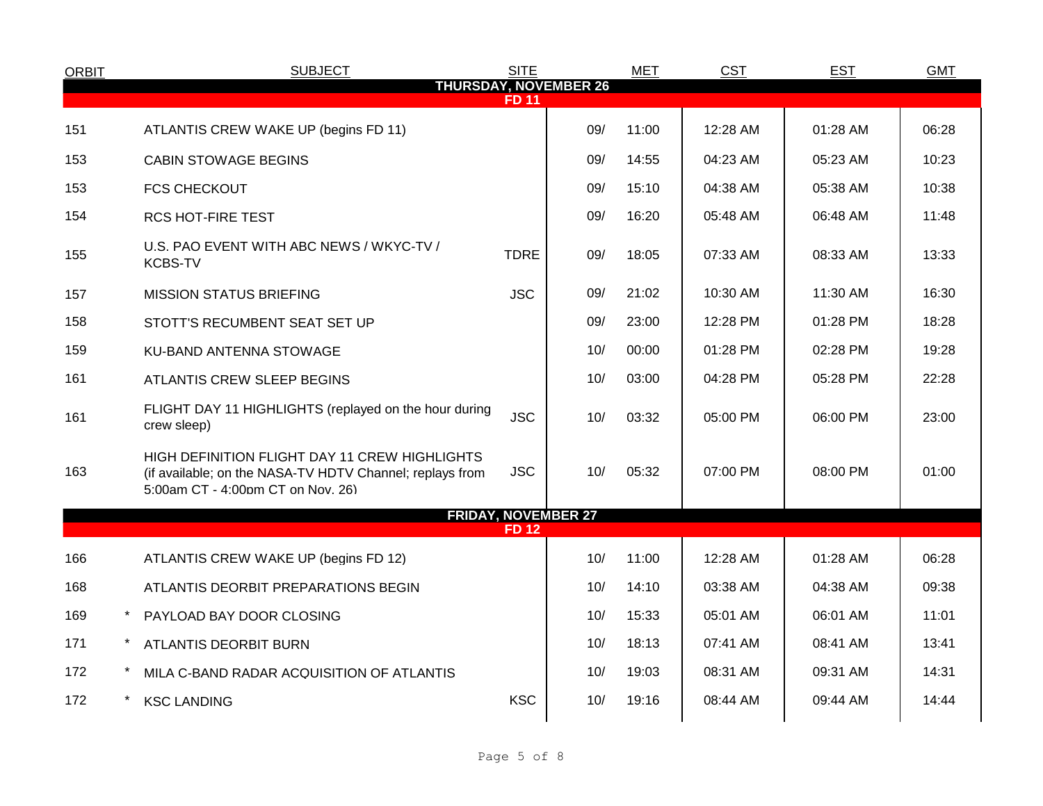| ORBIT | | SUBJECT | SITE | | MET | CST | EST | GMT |
|---|---|---|---|---|---|---|---|---|
| **THURSDAY, NOVEMBER 26** | | | | | | | | |
| **FD 11** | | | | | | | | |
| 151 | | ATLANTIS CREW WAKE UP (begins FD 11) | | 09/ | 11:00 | 12:28 AM | 01:28 AM | 06:28 |
| 153 | | CABIN STOWAGE BEGINS | | 09/ | 14:55 | 04:23 AM | 05:23 AM | 10:23 |
| 153 | | FCS CHECKOUT | | 09/ | 15:10 | 04:38 AM | 05:38 AM | 10:38 |
| 154 | | RCS HOT-FIRE TEST | | 09/ | 16:20 | 05:48 AM | 06:48 AM | 11:48 |
| 155 | | U.S. PAO EVENT WITH ABC NEWS / WKYC-TV / KCBS-TV | TDRE | 09/ | 18:05 | 07:33 AM | 08:33 AM | 13:33 |
| 157 | | MISSION STATUS BRIEFING | JSC | 09/ | 21:02 | 10:30 AM | 11:30 AM | 16:30 |
| 158 | | STOTT'S RECUMBENT SEAT SET UP | | 09/ | 23:00 | 12:28 PM | 01:28 PM | 18:28 |
| 159 | | KU-BAND ANTENNA STOWAGE | | 10/ | 00:00 | 01:28 PM | 02:28 PM | 19:28 |
| 161 | | ATLANTIS CREW SLEEP BEGINS | | 10/ | 03:00 | 04:28 PM | 05:28 PM | 22:28 |
| 161 | | FLIGHT DAY 11 HIGHLIGHTS (replayed on the hour during crew sleep) | JSC | 10/ | 03:32 | 05:00 PM | 06:00 PM | 23:00 |
| 163 | | HIGH DEFINITION FLIGHT DAY 11 CREW HIGHLIGHTS (if available; on the NASA-TV HDTV Channel; replays from 5:00am CT - 4:00pm CT on Nov. 26) | JSC | 10/ | 05:32 | 07:00 PM | 08:00 PM | 01:00 |
| **FRIDAY, NOVEMBER 27** | | | | | | | | |
| **FD 12** | | | | | | | | |
| 166 | | ATLANTIS CREW WAKE UP (begins FD 12) | | 10/ | 11:00 | 12:28 AM | 01:28 AM | 06:28 |
| 168 | | ATLANTIS DEORBIT PREPARATIONS BEGIN | | 10/ | 14:10 | 03:38 AM | 04:38 AM | 09:38 |
| 169 | * | PAYLOAD BAY DOOR CLOSING | | 10/ | 15:33 | 05:01 AM | 06:01 AM | 11:01 |
| 171 | * | ATLANTIS DEORBIT BURN | | 10/ | 18:13 | 07:41 AM | 08:41 AM | 13:41 |
| 172 | * | MILA C-BAND RADAR ACQUISITION OF ATLANTIS | | 10/ | 19:03 | 08:31 AM | 09:31 AM | 14:31 |
| 172 | * | KSC LANDING | KSC | 10/ | 19:16 | 08:44 AM | 09:44 AM | 14:44 |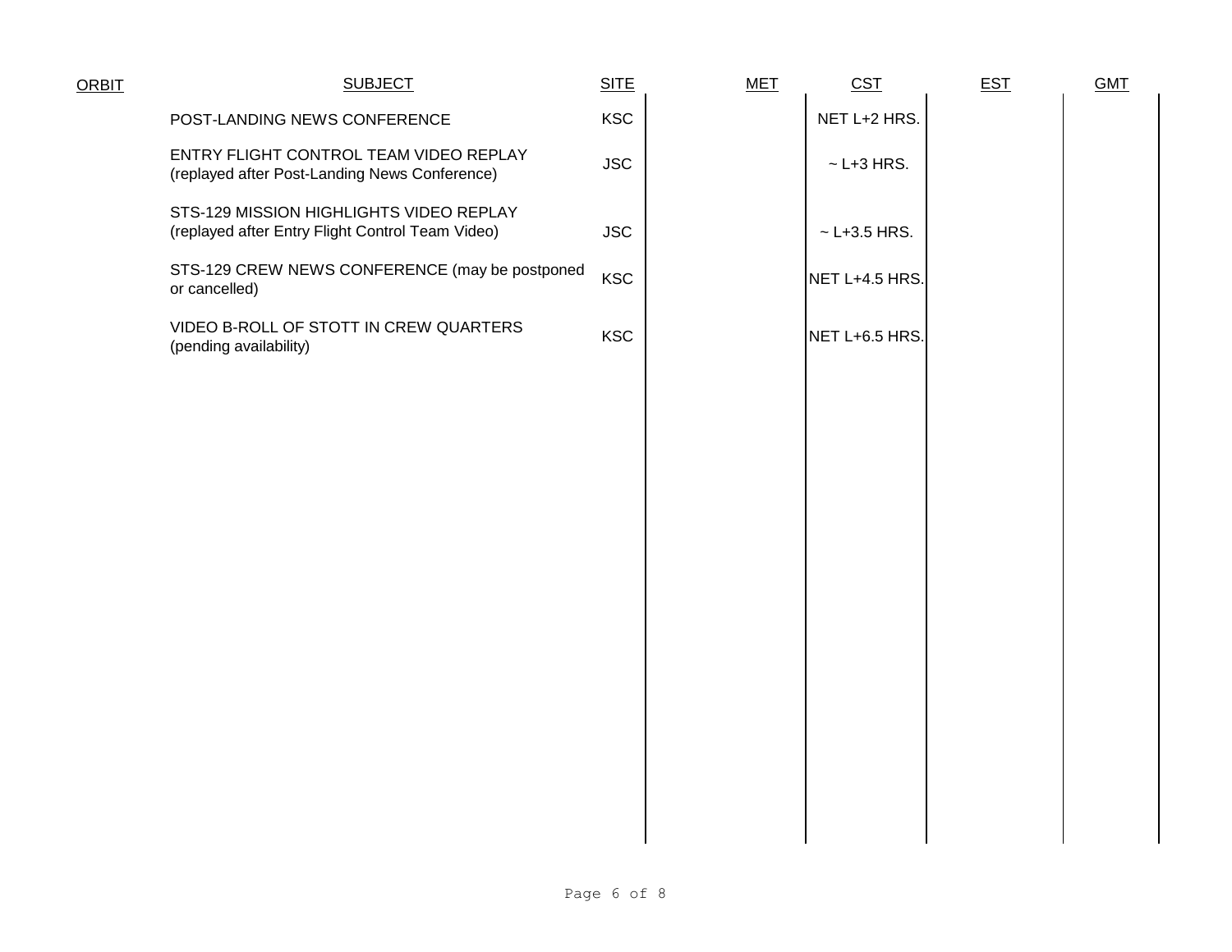| ORBIT | SUBJECT | SITE | MET | CST | EST | GMT |
|---|---|---|---|---|---|---|
| | POST-LANDING NEWS CONFERENCE | KSC | | NET L+2 HRS. | | |
| | ENTRY FLIGHT CONTROL TEAM VIDEO REPLAY (replayed after Post-Landing News Conference) | JSC | | ~ L+3 HRS. | | |
| | STS-129 MISSION HIGHLIGHTS VIDEO REPLAY (replayed after Entry Flight Control Team Video) | JSC | | ~ L+3.5 HRS. | | |
| | STS-129 CREW NEWS CONFERENCE (may be postponed or cancelled) | KSC | | NET L+4.5 HRS. | | |
| | VIDEO B-ROLL OF STOTT IN CREW QUARTERS (pending availability) | KSC | | NET L+6.5 HRS. | | |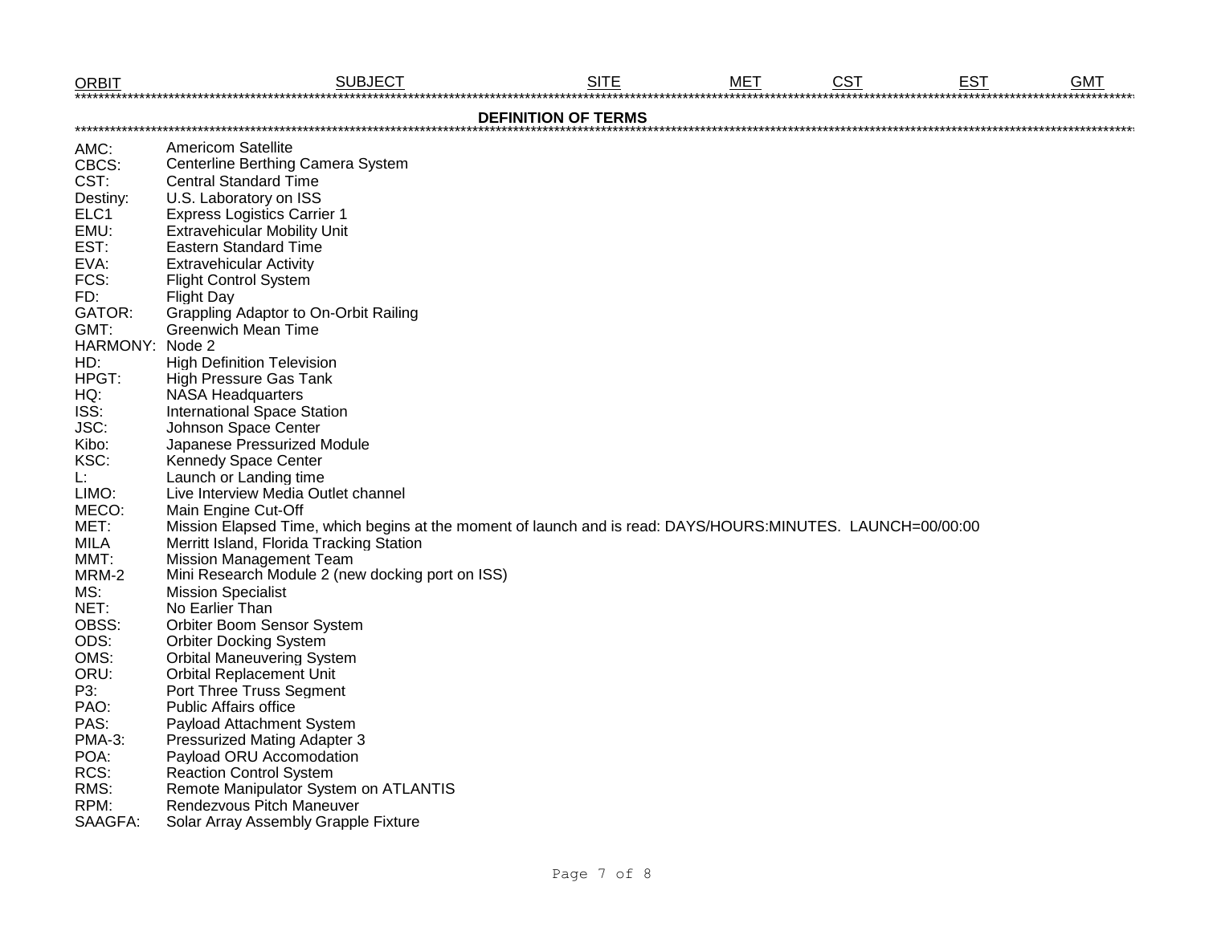| ORBIT | SUBJECT | SITE | MET | CST | EST | GMT |
|---|---|---|---|---|---|---|

**DEFINITION OF TERMS**

| | |
|---|---|
| AMC: | Americom Satellite |
| CBCS: | Centerline Berthing Camera System |
| CST: | Central Standard Time |
| Destiny: | U.S. Laboratory on ISS |
| ELC1 | Express Logistics Carrier 1 |
| EMU: | Extravehicular Mobility Unit |
| EST: | Eastern Standard Time |
| EVA: | Extravehicular Activity |
| FCS: | Flight Control System |
| FD: | Flight Day |
| GATOR: | Grappling Adaptor to On-Orbit Railing |
| GMT: | Greenwich Mean Time |
| HARMONY: | Node 2 |
| HD: | High Definition Television |
| HPGT: | High Pressure Gas Tank |
| HQ: | NASA Headquarters |
| ISS: | International Space Station |
| JSC: | Johnson Space Center |
| Kibo: | Japanese Pressurized Module |
| KSC: | Kennedy Space Center |
| L: | Launch or Landing time |
| LIMO: | Live Interview Media Outlet channel |
| MECO: | Main Engine Cut-Off |
| MET: | Mission Elapsed Time, which begins at the moment of launch and is read: DAYS/HOURS:MINUTES. LAUNCH=00/00:00 |
| MILA | Merritt Island, Florida Tracking Station |
| MMT: | Mission Management Team |
| MRM-2 | Mini Research Module 2 (new docking port on ISS) |
| MS: | Mission Specialist |
| NET: | No Earlier Than |
| OBSS: | Orbiter Boom Sensor System |
| ODS: | Orbiter Docking System |
| OMS: | Orbital Maneuvering System |
| ORU: | Orbital Replacement Unit |
| P3: | Port Three Truss Segment |
| PAO: | Public Affairs office |
| PAS: | Payload Attachment System |
| PMA-3: | Pressurized Mating Adapter 3 |
| POA: | Payload ORU Accomodation |
| RCS: | Reaction Control System |
| RMS: | Remote Manipulator System on ATLANTIS |
| RPM: | Rendezvous Pitch Maneuver |
| SAAGFA: | Solar Array Assembly Grapple Fixture |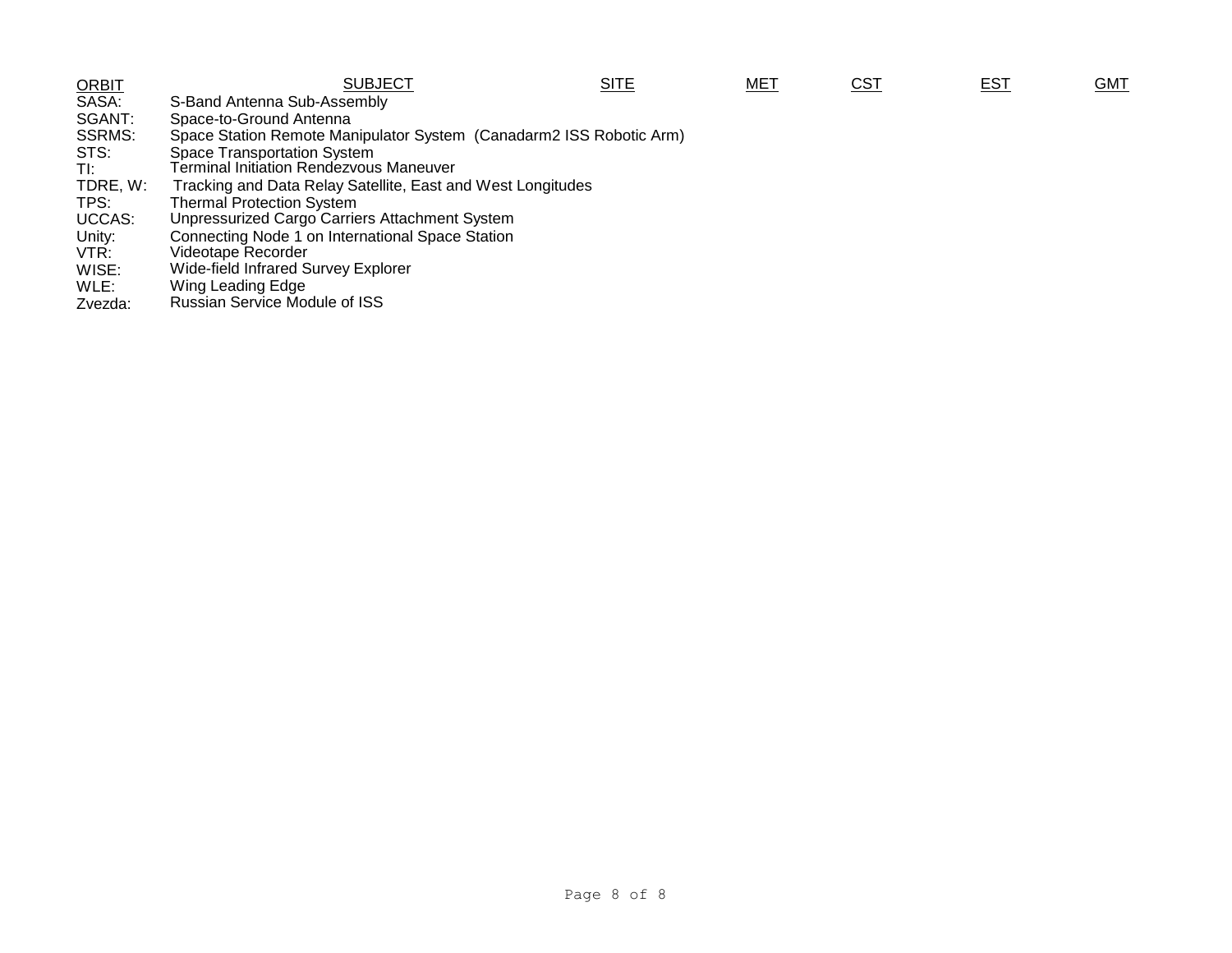SASA: S-Band Antenna Sub-Assembly
SGANT: Space-to-Ground Antenna
SSRMS: Space Station Remote Manipulator System (Canadarm2 ISS Robotic Arm)
STS: Space Transportation System
TI: Terminal Initiation Rendezvous Maneuver
TDRE, W: Tracking and Data Relay Satellite, East and West Longitudes
TPS: Thermal Protection System
UCCAS: Unpressurized Cargo Carriers Attachment System
Unity: Connecting Node 1 on International Space Station
VTR: Videotape Recorder
WISE: Wide-field Infrared Survey Explorer
WLE: Wing Leading Edge
Zvezda: Russian Service Module of ISS